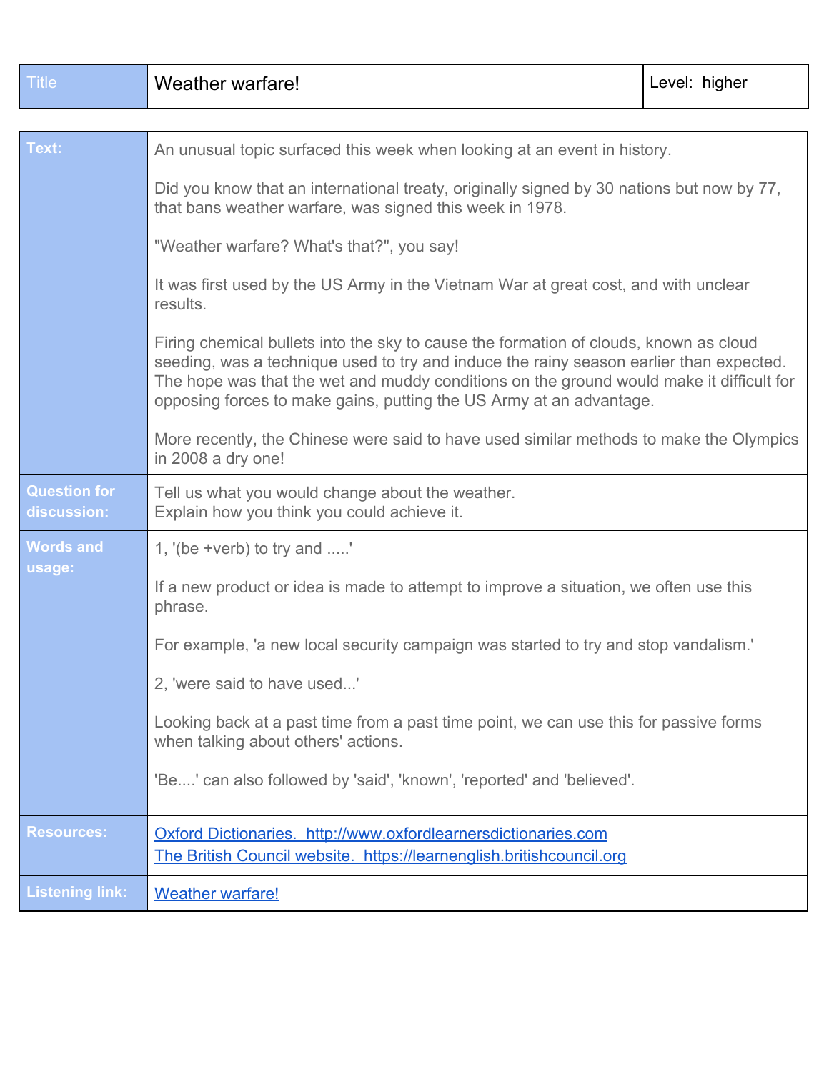| Title | Weather warfare! | Level: higher |
|---|---|---|

| | |
|---|---|
| **Text:** | An unusual topic surfaced this week when looking at an event in history.<br><br>Did you know that an international treaty, originally signed by 30 nations but now by 77, that bans weather warfare, was signed this week in 1978.<br><br>"Weather warfare? What's that?", you say!<br><br>It was first used by the US Army in the Vietnam War at great cost, and with unclear results.<br><br>Firing chemical bullets into the sky to cause the formation of clouds, known as cloud seeding, was a technique used to try and induce the rainy season earlier than expected. The hope was that the wet and muddy conditions on the ground would make it difficult for opposing forces to make gains, putting the US Army at an advantage.<br><br>More recently, the Chinese were said to have used similar methods to make the Olympics in 2008 a dry one! |
| **Question for discussion:** | Tell us what you would change about the weather.<br>Explain how you think you could achieve it. |
| **Words and usage:** | 1, '(be +verb) to try and .....'<br><br>If a new product or idea is made to attempt to improve a situation, we often use this phrase.<br><br>For example, 'a new local security campaign was started to try and stop vandalism.'<br><br>2, 'were said to have used...'<br><br>Looking back at a past time from a past time point, we can use this for passive forms when talking about others' actions.<br><br>'Be....' can also followed by 'said', 'known', 'reported' and 'believed'. |
| **Resources:** | [Oxford Dictionaries. http://www.oxfordlearnersdictionaries.com](http://www.oxfordlearnersdictionaries.com)<br>[The British Council website. https://learnenglish.britishcouncil.org](https://learnenglish.britishcouncil.org) |
| **Listening link:** | Weather warfare! |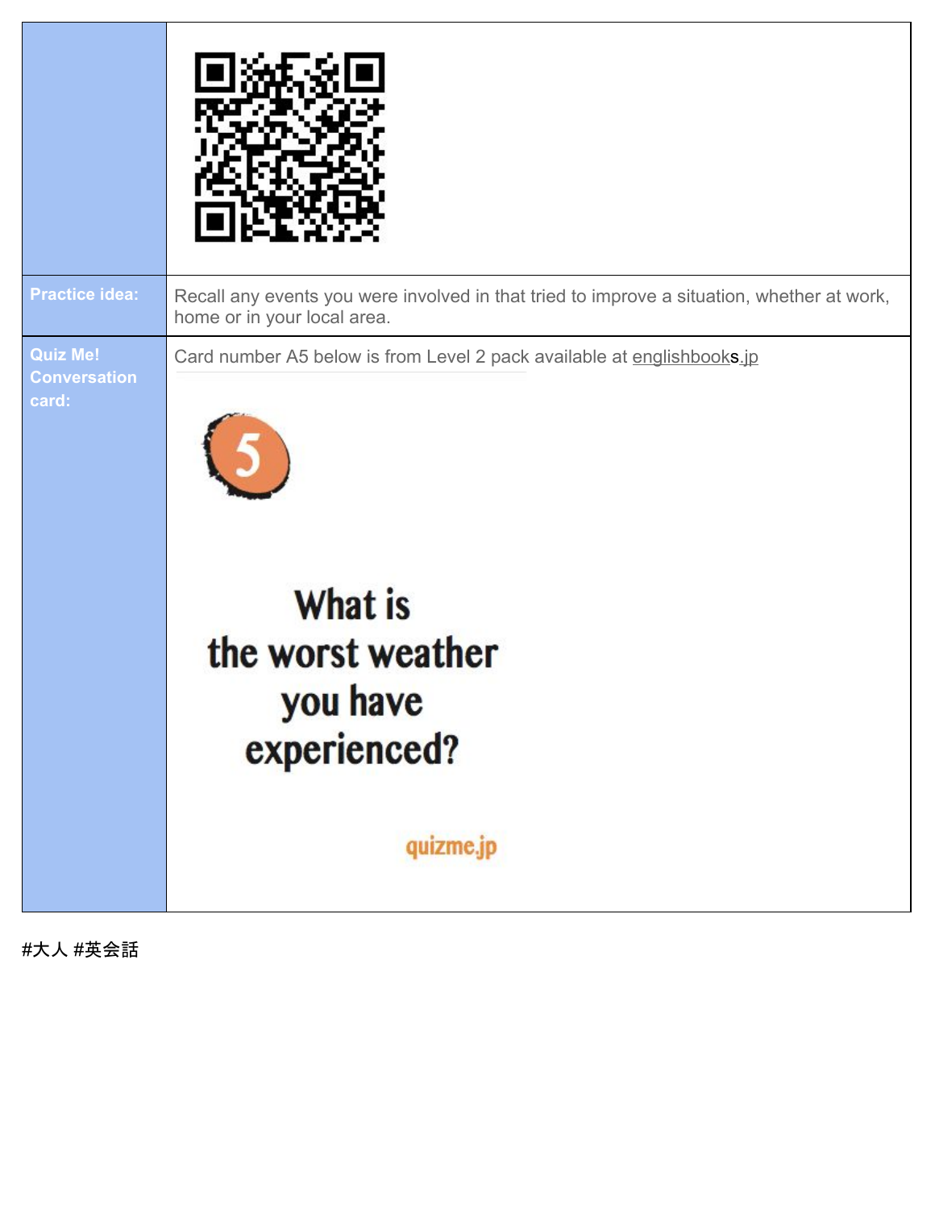| | |
|---|---|
| | |
| **Practice idea:** | Recall any events you were involved in that tried to improve a situation, whether at work, home or in your local area. |
| **Quiz Me! Conversation card:** | Card number A5 below is from Level 2 pack available at englishbooks.jp<br><br>5<br><br>What is the worst weather you have experienced?<br><br>quizme.jp |

#大人 #英会話